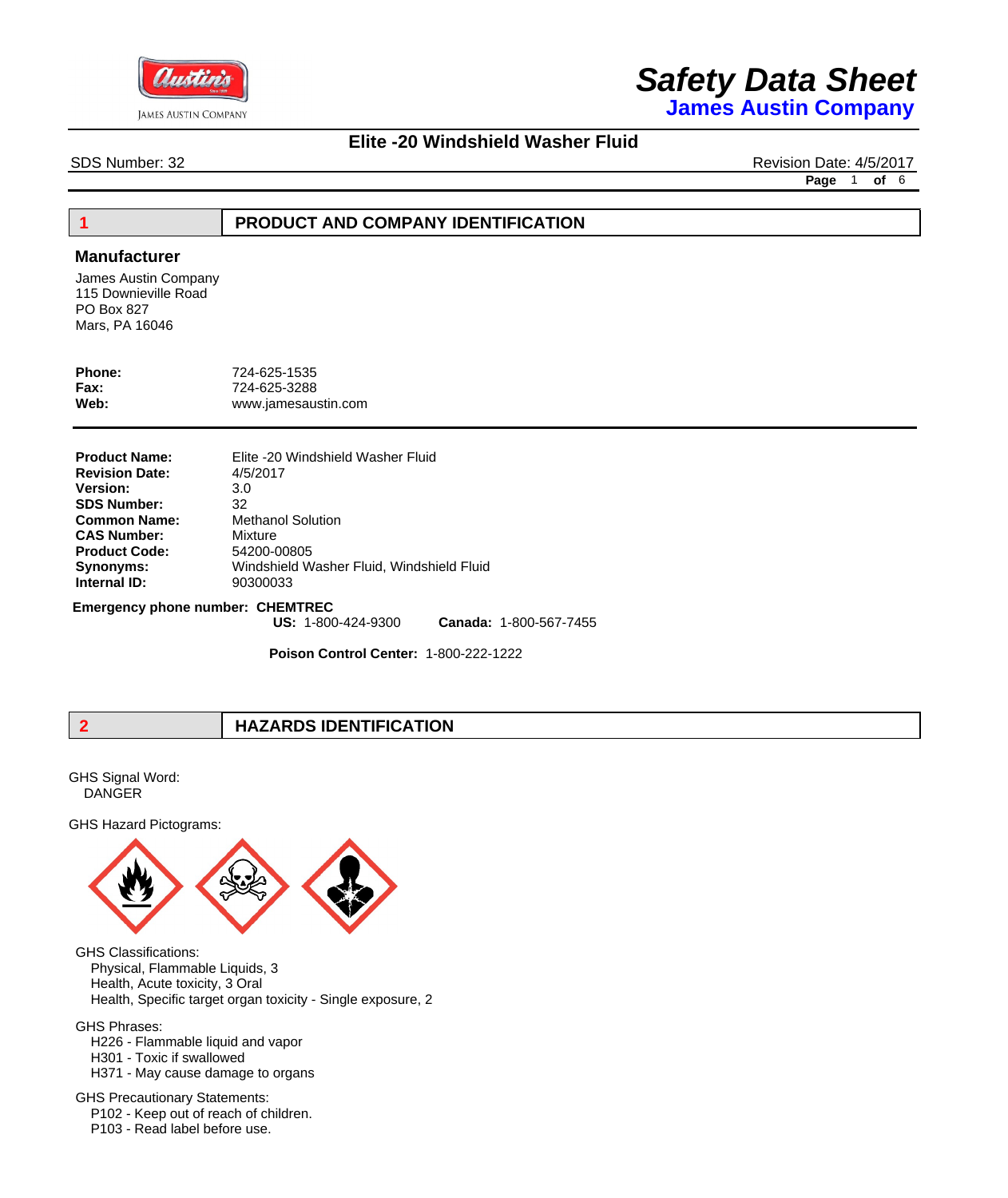# Safety Data Sheet
## James Austin Company

JAMES AUSTIN COMPANY

## Elite -20 Windshield Washer Fluid

SDS Number: 32

Revision Date: 4/5/2017

## 1 PRODUCT AND COMPANY IDENTIFICATION

### Manufacturer

James Austin Company
115 Downieville Road
PO Box 827
Mars, PA 16046

**Phone:** 724-625-1535
**Fax:** 724-625-3288
**Web:** www.jamesaustin.com

**Product Name:** Elite -20 Windshield Washer Fluid
**Revision Date:** 4/5/2017
**Version:** 3.0
**SDS Number:** 32
**Common Name:** Methanol Solution
**CAS Number:** Mixture
**Product Code:** 54200-00805
**Synonyms:** Windshield Washer Fluid, Windshield Fluid
**Internal ID:** 90300033

**Emergency phone number: CHEMTREC**
**US:** 1-800-424-9300 **Canada:** 1-800-567-7455

**Poison Control Center:** 1-800-222-1222

## 2 HAZARDS IDENTIFICATION

GHS Signal Word:
DANGER

GHS Hazard Pictograms:

GHS Classifications:
- Physical, Flammable Liquids, 3
- Health, Acute toxicity, 3 Oral
- Health, Specific target organ toxicity - Single exposure, 2

GHS Phrases:
- H226 - Flammable liquid and vapor
- H301 - Toxic if swallowed
- H371 - May cause damage to organs

GHS Precautionary Statements:
- P102 - Keep out of reach of children.
- P103 - Read label before use.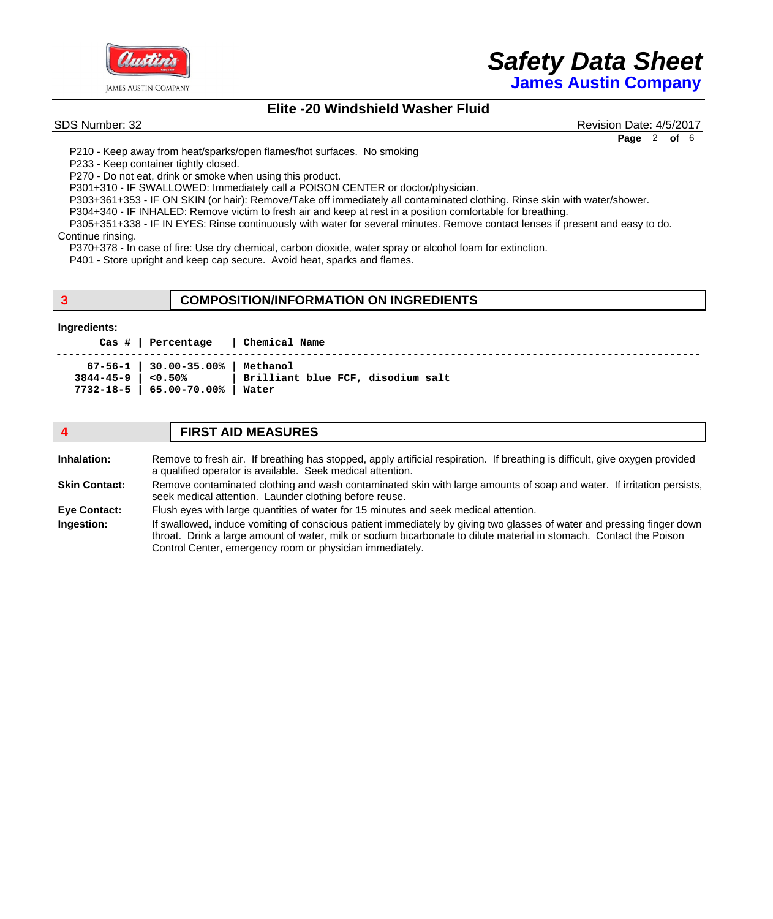P210 - Keep away from heat/sparks/open flames/hot surfaces. No smoking
P233 - Keep container tightly closed.
P270 - Do not eat, drink or smoke when using this product.
P301+310 - IF SWALLOWED: Immediately call a POISON CENTER or doctor/physician.
P303+361+353 - IF ON SKIN (or hair): Remove/Take off immediately all contaminated clothing. Rinse skin with water/shower.
P304+340 - IF INHALED: Remove victim to fresh air and keep at rest in a position comfortable for breathing.
P305+351+338 - IF IN EYES: Rinse continuously with water for several minutes. Remove contact lenses if present and easy to do. Continue rinsing.
P370+378 - In case of fire: Use dry chemical, carbon dioxide, water spray or alcohol foam for extinction.
P401 - Store upright and keep cap secure. Avoid heat, sparks and flames.

## 3 COMPOSITION/INFORMATION ON INGREDIENTS

**Ingredients:**

| Cas # | Percentage | Chemical Name |
|---|---|---|
| 67-56-1 | 30.00-35.00% | Methanol |
| 3844-45-9 | <0.50% | Brilliant blue FCF, disodium salt |
| 7732-18-5 | 65.00-70.00% | Water |

## 4 FIRST AID MEASURES

**Inhalation:** Remove to fresh air. If breathing has stopped, apply artificial respiration. If breathing is difficult, give oxygen provided a qualified operator is available. Seek medical attention.

**Skin Contact:** Remove contaminated clothing and wash contaminated skin with large amounts of soap and water. If irritation persists, seek medical attention. Launder clothing before reuse.

**Eye Contact:** Flush eyes with large quantities of water for 15 minutes and seek medical attention.

**Ingestion:** If swallowed, induce vomiting of conscious patient immediately by giving two glasses of water and pressing finger down throat. Drink a large amount of water, milk or sodium bicarbonate to dilute material in stomach. Contact the Poison Control Center, emergency room or physician immediately.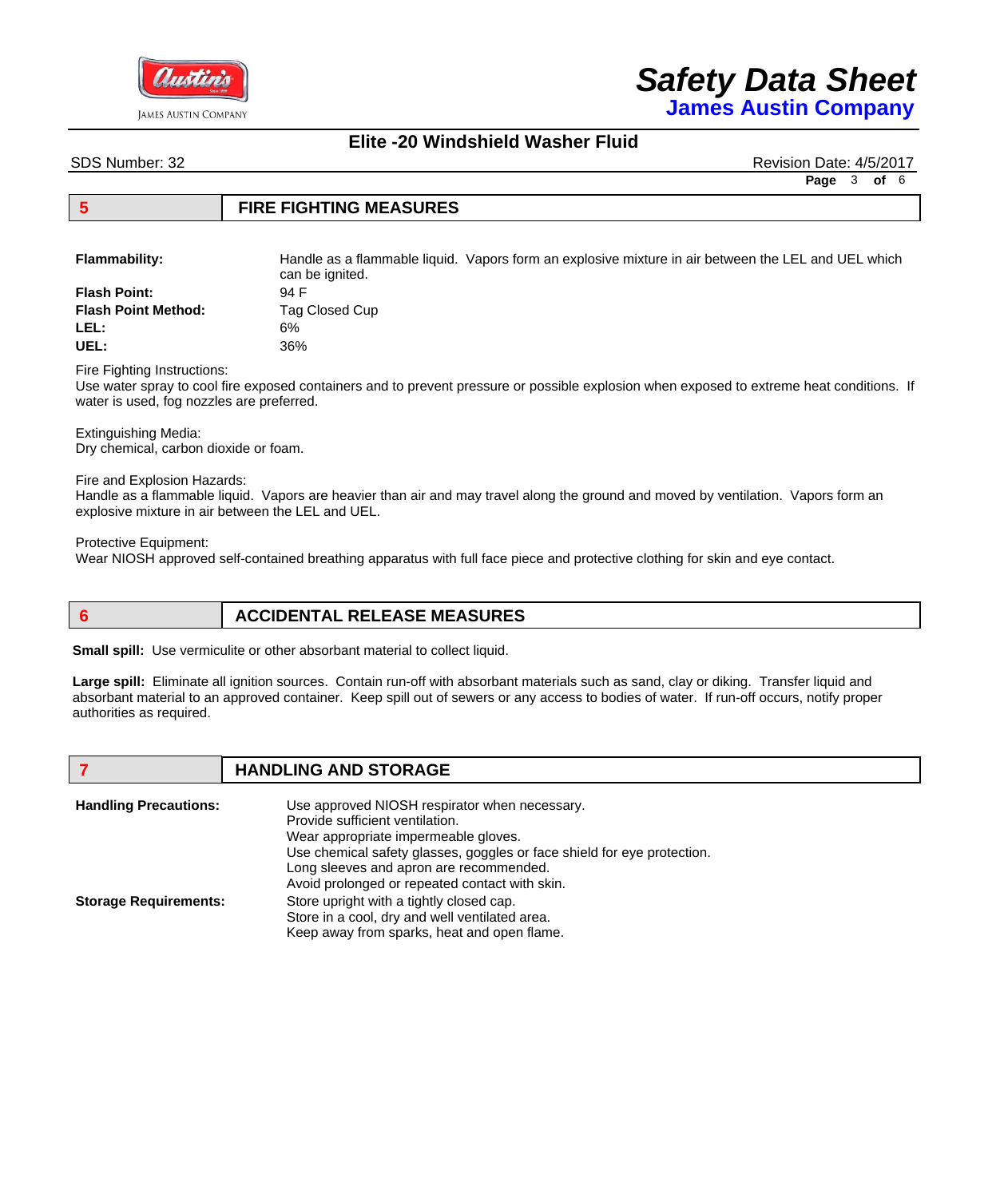## 5 FIRE FIGHTING MEASURES

| | |
|---|---|
| **Flammability:** | Handle as a flammable liquid. Vapors form an explosive mixture in air between the LEL and UEL which can be ignited. |
| **Flash Point:** | 94 F |
| **Flash Point Method:** | Tag Closed Cup |
| **LEL:** | 6% |
| **UEL:** | 36% |

Fire Fighting Instructions:
Use water spray to cool fire exposed containers and to prevent pressure or possible explosion when exposed to extreme heat conditions. If water is used, fog nozzles are preferred.

Extinguishing Media:
Dry chemical, carbon dioxide or foam.

Fire and Explosion Hazards:
Handle as a flammable liquid. Vapors are heavier than air and may travel along the ground and moved by ventilation. Vapors form an explosive mixture in air between the LEL and UEL.

Protective Equipment:
Wear NIOSH approved self-contained breathing apparatus with full face piece and protective clothing for skin and eye contact.

## 6 ACCIDENTAL RELEASE MEASURES

**Small spill:** Use vermiculite or other absorbant material to collect liquid.

**Large spill:** Eliminate all ignition sources. Contain run-off with absorbant materials such as sand, clay or diking. Transfer liquid and absorbant material to an approved container. Keep spill out of sewers or any access to bodies of water. If run-off occurs, notify proper authorities as required.

## 7 HANDLING AND STORAGE

**Handling Precautions:**
Use approved NIOSH respirator when necessary.
Provide sufficient ventilation.
Wear appropriate impermeable gloves.
Use chemical safety glasses, goggles or face shield for eye protection.
Long sleeves and apron are recommended.
Avoid prolonged or repeated contact with skin.

**Storage Requirements:**
Store upright with a tightly closed cap.
Store in a cool, dry and well ventilated area.
Keep away from sparks, heat and open flame.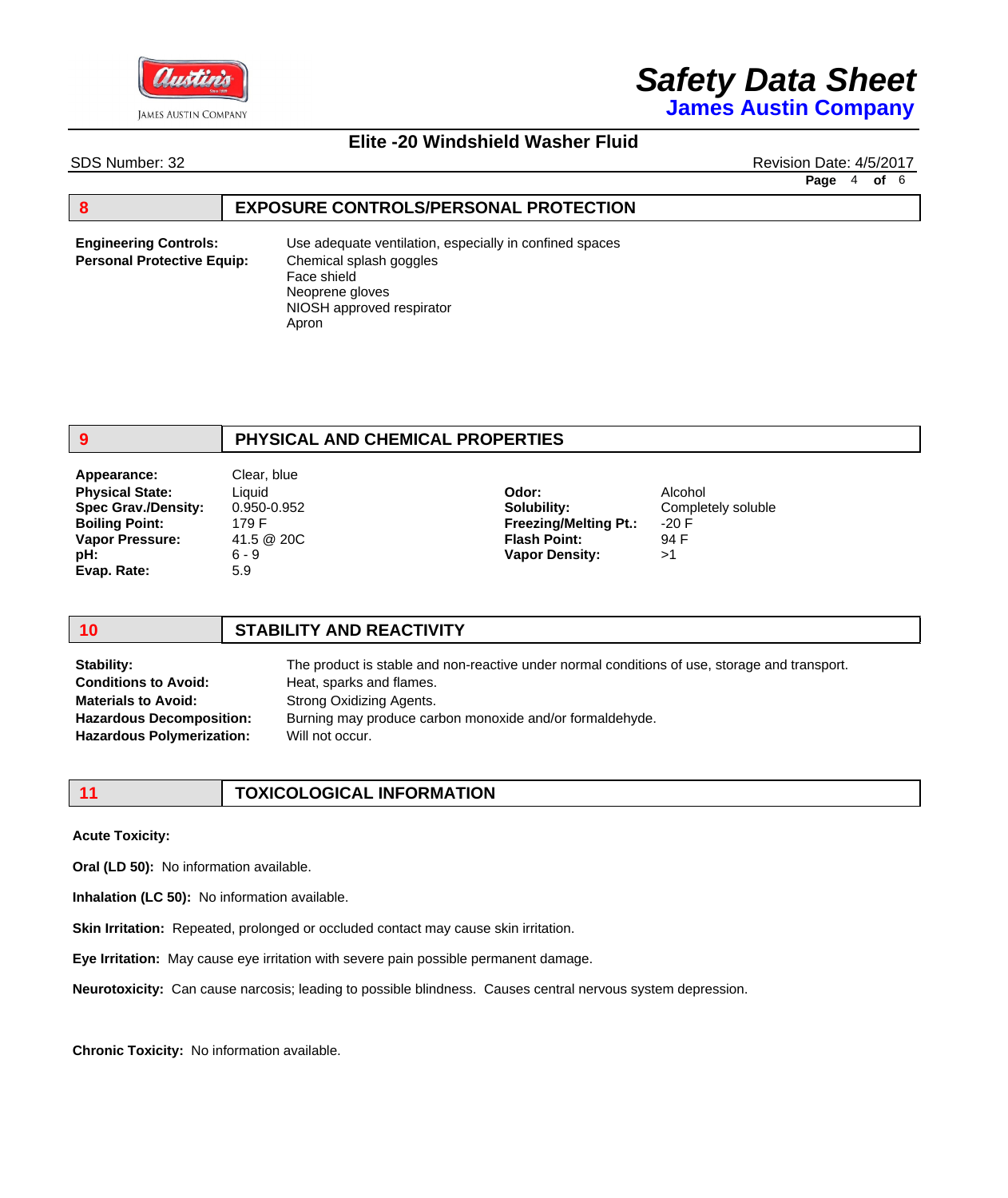## 8 EXPOSURE CONTROLS/PERSONAL PROTECTION

**Engineering Controls:** Use adequate ventilation, especially in confined spaces

**Personal Protective Equip:**
- Chemical splash goggles
- Face shield
- Neoprene gloves
- NIOSH approved respirator
- Apron

## 9 PHYSICAL AND CHEMICAL PROPERTIES

| Property | Value | Property | Value |
|---|---|---|---|
| **Appearance:** | Clear, blue | | |
| **Physical State:** | Liquid | **Odor:** | Alcohol |
| **Spec Grav./Density:** | 0.950-0.952 | **Solubility:** | Completely soluble |
| **Boiling Point:** | 179 F | **Freezing/Melting Pt.:** | -20 F |
| **Vapor Pressure:** | 41.5 @ 20C | **Flash Point:** | 94 F |
| **pH:** | 6 - 9 | **Vapor Density:** | >1 |
| **Evap. Rate:** | 5.9 | | |

## 10 STABILITY AND REACTIVITY

**Stability:** The product is stable and non-reactive under normal conditions of use, storage and transport.

**Conditions to Avoid:** Heat, sparks and flames.

**Materials to Avoid:** Strong Oxidizing Agents.

**Hazardous Decomposition:** Burning may produce carbon monoxide and/or formaldehyde.

**Hazardous Polymerization:** Will not occur.

## 11 TOXICOLOGICAL INFORMATION

**Acute Toxicity:**

**Oral (LD 50):** No information available.

**Inhalation (LC 50):** No information available.

**Skin Irritation:** Repeated, prolonged or occluded contact may cause skin irritation.

**Eye Irritation:** May cause eye irritation with severe pain possible permanent damage.

**Neurotoxicity:** Can cause narcosis; leading to possible blindness. Causes central nervous system depression.

**Chronic Toxicity:** No information available.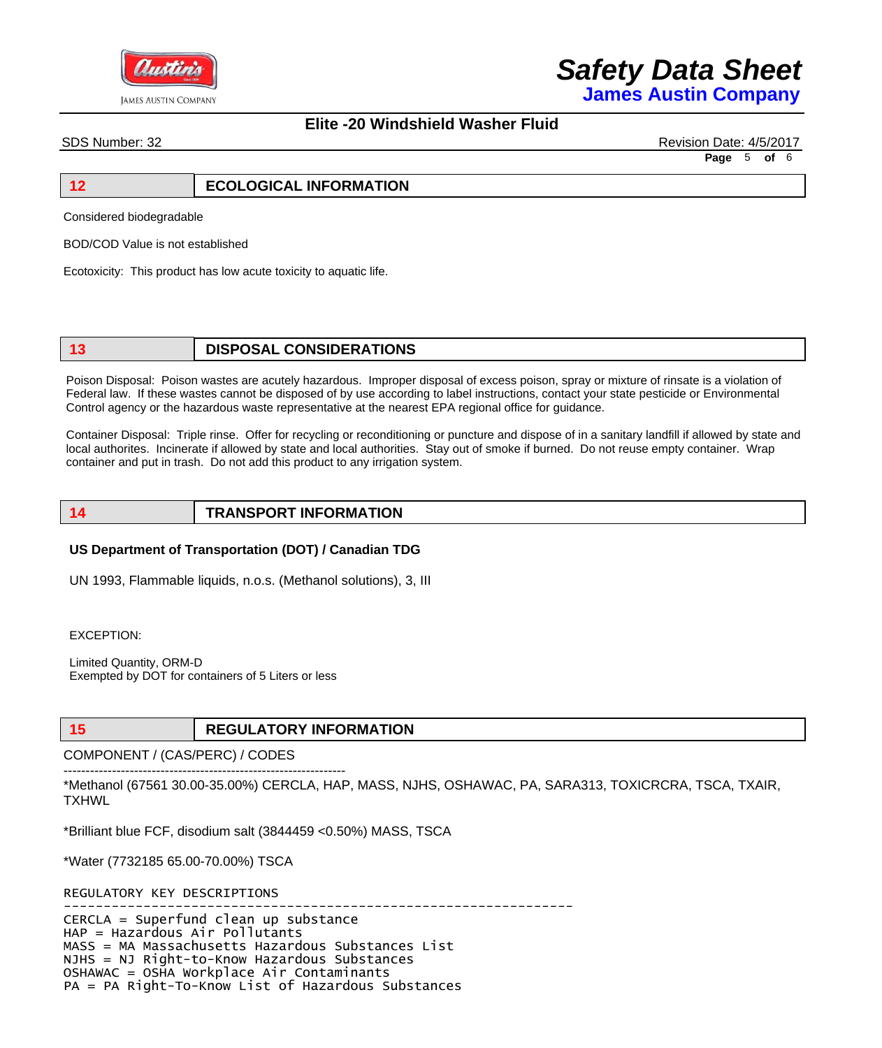## 12 ECOLOGICAL INFORMATION

Considered biodegradable

BOD/COD Value is not established

Ecotoxicity: This product has low acute toxicity to aquatic life.

## 13 DISPOSAL CONSIDERATIONS

Poison Disposal: Poison wastes are acutely hazardous. Improper disposal of excess poison, spray or mixture of rinsate is a violation of Federal law. If these wastes cannot be disposed of by use according to label instructions, contact your state pesticide or Environmental Control agency or the hazardous waste representative at the nearest EPA regional office for guidance.

Container Disposal: Triple rinse. Offer for recycling or reconditioning or puncture and dispose of in a sanitary landfill if allowed by state and local authorites. Incinerate if allowed by state and local authorities. Stay out of smoke if burned. Do not reuse empty container. Wrap container and put in trash. Do not add this product to any irrigation system.

## 14 TRANSPORT INFORMATION

**US Department of Transportation (DOT) / Canadian TDG**

UN 1993, Flammable liquids, n.o.s. (Methanol solutions), 3, III

EXCEPTION:

Limited Quantity, ORM-D
Exempted by DOT for containers of 5 Liters or less

## 15 REGULATORY INFORMATION

COMPONENT / (CAS/PERC) / CODES

----------------------------------------------------------------

*Methanol (67561 30.00-35.00%) CERCLA, HAP, MASS, NJHS, OSHAWAC, PA, SARA313, TOXICRCRA, TSCA, TXAIR, TXHWL

*Brilliant blue FCF, disodium salt (3844459 <0.50%) MASS, TSCA

*Water (7732185 65.00-70.00%) TSCA

```
REGULATORY KEY DESCRIPTIONS
-----------------------------------------------------------------
CERCLA = Superfund clean up substance
HAP = Hazardous Air Pollutants
MASS = MA Massachusetts Hazardous Substances List
NJHS = NJ Right-to-Know Hazardous Substances
OSHAWAC = OSHA Workplace Air Contaminants
PA = PA Right-To-Know List of Hazardous Substances
```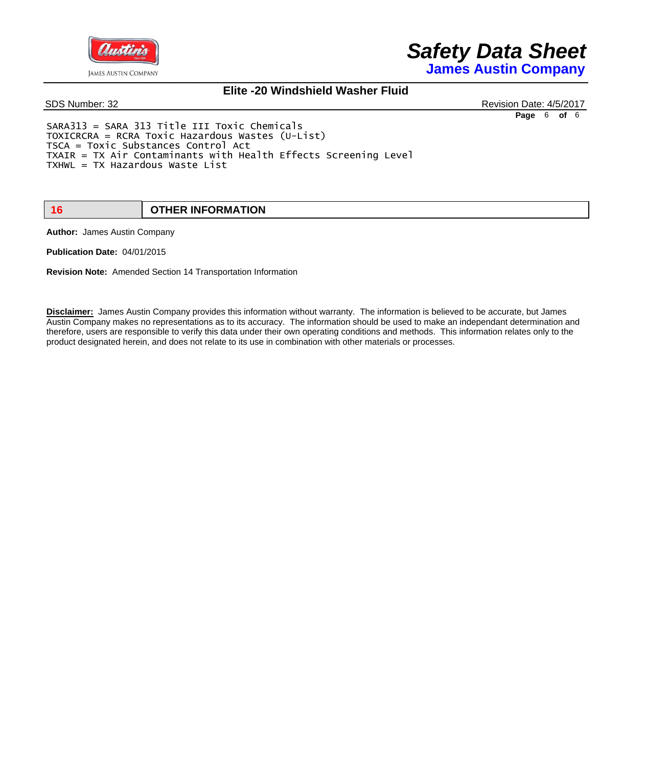SARA313 = SARA 313 Title III Toxic Chemicals
TOXICRCRA = RCRA Toxic Hazardous Wastes (U-List)
TSCA = Toxic Substances Control Act
TXAIR = TX Air Contaminants with Health Effects Screening Level
TXHWL = TX Hazardous Waste List

## 16 OTHER INFORMATION

**Author:** James Austin Company

**Publication Date:** 04/01/2015

**Revision Note:** Amended Section 14 Transportation Information

**Disclaimer:** James Austin Company provides this information without warranty. The information is believed to be accurate, but James Austin Company makes no representations as to its accuracy. The information should be used to make an independant determination and therefore, users are responsible to verify this data under their own operating conditions and methods. This information relates only to the product designated herein, and does not relate to its use in combination with other materials or processes.